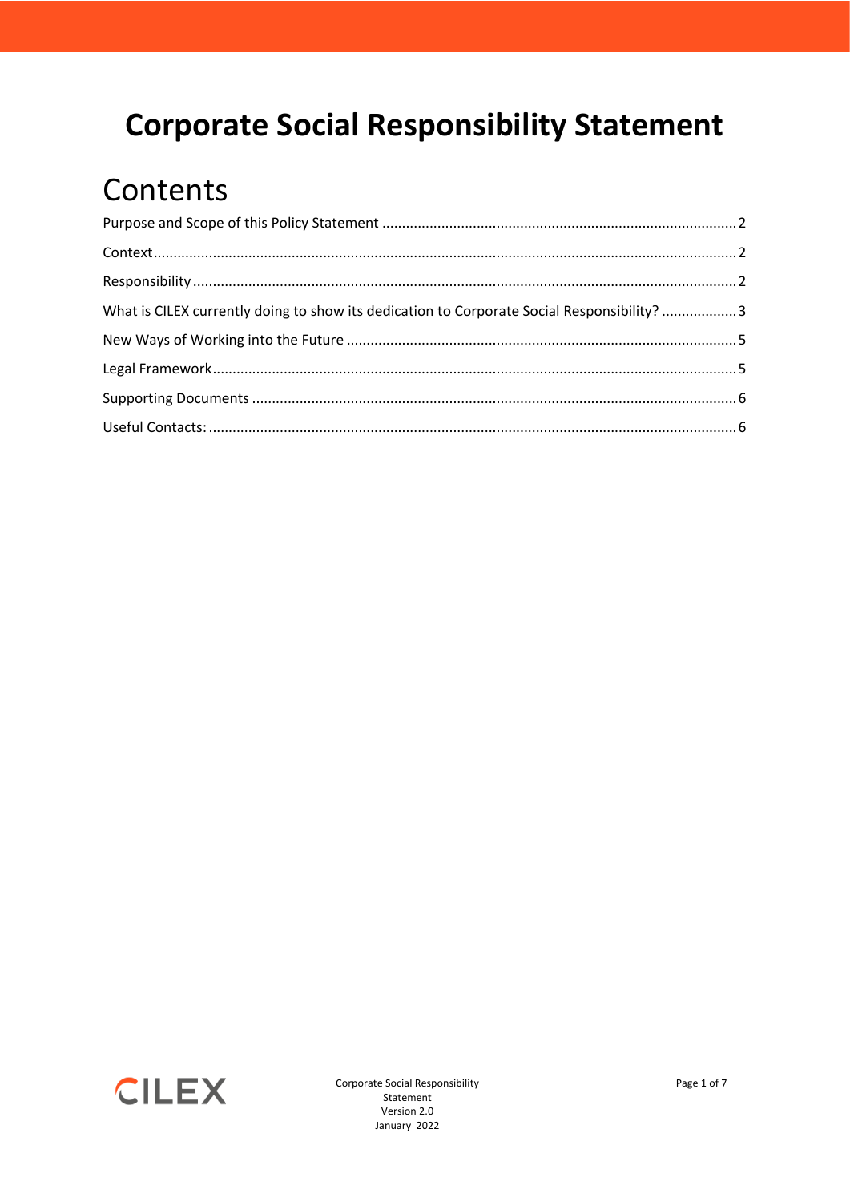# Corporate Social Responsibility Statement

## Contents

Purpose and Scope of this Policy Statement ........................................................................................ 2

Context ................................................................................................................................................. 2

Responsibility ....................................................................................................................................... 2

What is CILEX currently doing to show its dedication to Corporate Social Responsibility? ................... 3

New Ways of Working into the Future .................................................................................................. 5

Legal Framework .................................................................................................................................. 5

Supporting Documents ......................................................................................................................... 6

Useful Contacts: ................................................................................................................................... 6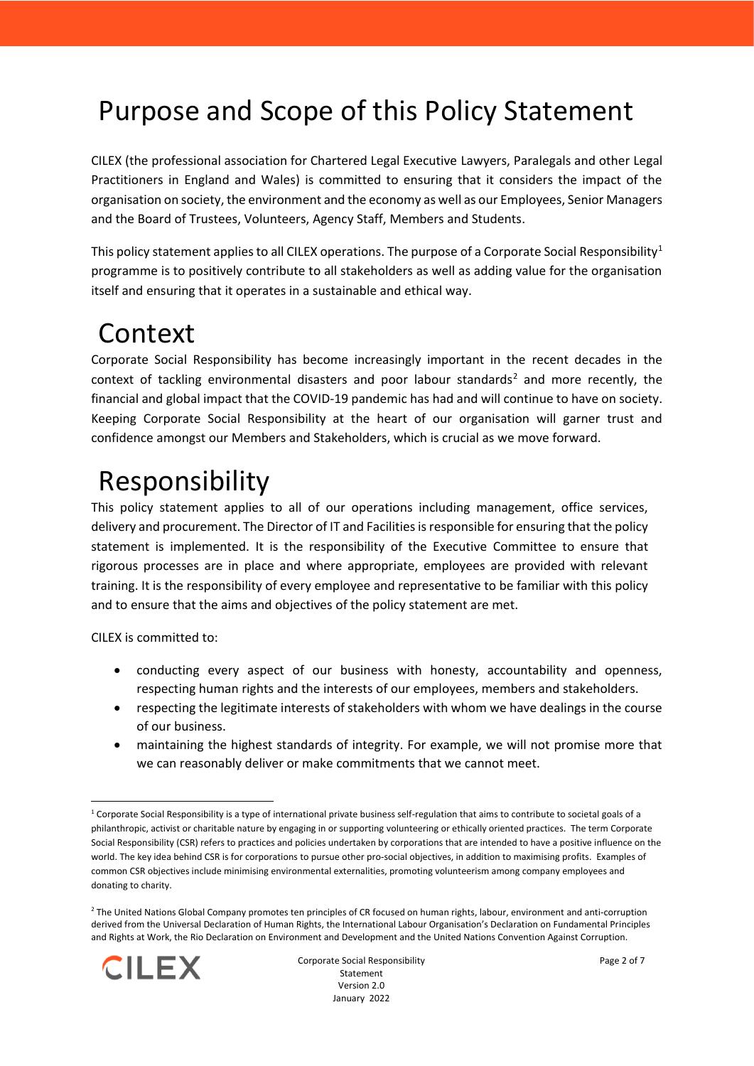# Purpose and Scope of this Policy Statement

CILEX (the professional association for Chartered Legal Executive Lawyers, Paralegals and other Legal Practitioners in England and Wales) is committed to ensuring that it considers the impact of the organisation on society, the environment and the economy as well as our Employees, Senior Managers and the Board of Trustees, Volunteers, Agency Staff, Members and Students.

This policy statement applies to all CILEX operations. The purpose of a Corporate Social Responsibility[1] programme is to positively contribute to all stakeholders as well as adding value for the organisation itself and ensuring that it operates in a sustainable and ethical way.

# Context

Corporate Social Responsibility has become increasingly important in the recent decades in the context of tackling environmental disasters and poor labour standards[2] and more recently, the financial and global impact that the COVID-19 pandemic has had and will continue to have on society. Keeping Corporate Social Responsibility at the heart of our organisation will garner trust and confidence amongst our Members and Stakeholders, which is crucial as we move forward.

# Responsibility

This policy statement applies to all of our operations including management, office services, delivery and procurement. The Director of IT and Facilities is responsible for ensuring that the policy statement is implemented. It is the responsibility of the Executive Committee to ensure that rigorous processes are in place and where appropriate, employees are provided with relevant training. It is the responsibility of every employee and representative to be familiar with this policy and to ensure that the aims and objectives of the policy statement are met.

CILEX is committed to:

- conducting every aspect of our business with honesty, accountability and openness, respecting human rights and the interests of our employees, members and stakeholders.
- respecting the legitimate interests of stakeholders with whom we have dealings in the course of our business.
- maintaining the highest standards of integrity. For example, we will not promise more that we can reasonably deliver or make commitments that we cannot meet.

---

[1] Corporate Social Responsibility is a type of international private business self-regulation that aims to contribute to societal goals of a philanthropic, activist or charitable nature by engaging in or supporting volunteering or ethically oriented practices. The term Corporate Social Responsibility (CSR) refers to practices and policies undertaken by corporations that are intended to have a positive influence on the world. The key idea behind CSR is for corporations to pursue other pro-social objectives, in addition to maximising profits. Examples of common CSR objectives include minimising environmental externalities, promoting volunteerism among company employees and donating to charity.

[2] The United Nations Global Company promotes ten principles of CR focused on human rights, labour, environment and anti-corruption derived from the Universal Declaration of Human Rights, the International Labour Organisation's Declaration on Fundamental Principles and Rights at Work, the Rio Declaration on Environment and Development and the United Nations Convention Against Corruption.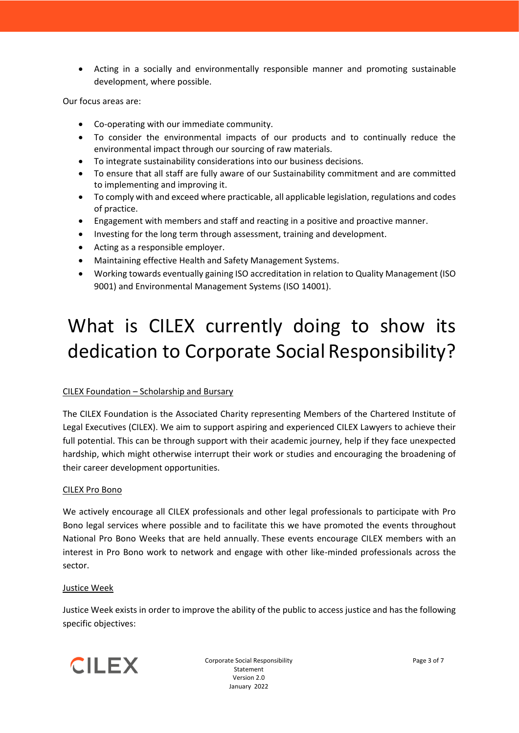- Acting in a socially and environmentally responsible manner and promoting sustainable development, where possible.

Our focus areas are:

- Co-operating with our immediate community.
- To consider the environmental impacts of our products and to continually reduce the environmental impact through our sourcing of raw materials.
- To integrate sustainability considerations into our business decisions.
- To ensure that all staff are fully aware of our Sustainability commitment and are committed to implementing and improving it.
- To comply with and exceed where practicable, all applicable legislation, regulations and codes of practice.
- Engagement with members and staff and reacting in a positive and proactive manner.
- Investing for the long term through assessment, training and development.
- Acting as a responsible employer.
- Maintaining effective Health and Safety Management Systems.
- Working towards eventually gaining ISO accreditation in relation to Quality Management (ISO 9001) and Environmental Management Systems (ISO 14001).

# What is CILEX currently doing to show its dedication to Corporate Social Responsibility?

<u>CILEX Foundation – Scholarship and Bursary</u>

The CILEX Foundation is the Associated Charity representing Members of the Chartered Institute of Legal Executives (CILEX). We aim to support aspiring and experienced CILEX Lawyers to achieve their full potential. This can be through support with their academic journey, help if they face unexpected hardship, which might otherwise interrupt their work or studies and encouraging the broadening of their career development opportunities.

<u>CILEX Pro Bono</u>

We actively encourage all CILEX professionals and other legal professionals to participate with Pro Bono legal services where possible and to facilitate this we have promoted the events throughout National Pro Bono Weeks that are held annually. These events encourage CILEX members with an interest in Pro Bono work to network and engage with other like-minded professionals across the sector.

<u>Justice Week</u>

Justice Week exists in order to improve the ability of the public to access justice and has the following specific objectives: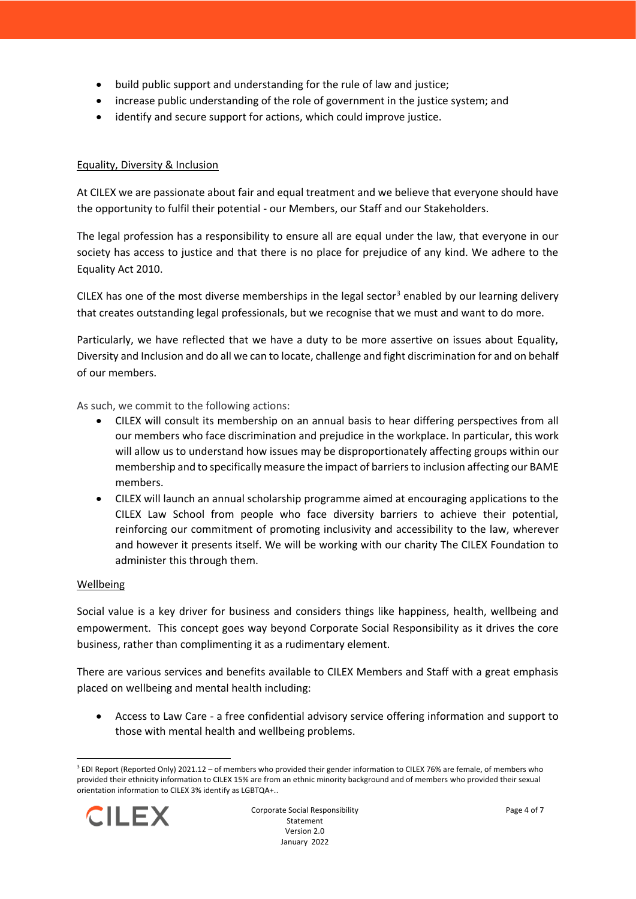- build public support and understanding for the rule of law and justice;
- increase public understanding of the role of government in the justice system; and
- identify and secure support for actions, which could improve justice.

## Equality, Diversity & Inclusion

At CILEX we are passionate about fair and equal treatment and we believe that everyone should have the opportunity to fulfil their potential - our Members, our Staff and our Stakeholders.

The legal profession has a responsibility to ensure all are equal under the law, that everyone in our society has access to justice and that there is no place for prejudice of any kind. We adhere to the Equality Act 2010.

CILEX has one of the most diverse memberships in the legal sector[3] enabled by our learning delivery that creates outstanding legal professionals, but we recognise that we must and want to do more.

Particularly, we have reflected that we have a duty to be more assertive on issues about Equality, Diversity and Inclusion and do all we can to locate, challenge and fight discrimination for and on behalf of our members.

As such, we commit to the following actions:

- CILEX will consult its membership on an annual basis to hear differing perspectives from all our members who face discrimination and prejudice in the workplace. In particular, this work will allow us to understand how issues may be disproportionately affecting groups within our membership and to specifically measure the impact of barriers to inclusion affecting our BAME members.
- CILEX will launch an annual scholarship programme aimed at encouraging applications to the CILEX Law School from people who face diversity barriers to achieve their potential, reinforcing our commitment of promoting inclusivity and accessibility to the law, wherever and however it presents itself. We will be working with our charity The CILEX Foundation to administer this through them.

## Wellbeing

Social value is a key driver for business and considers things like happiness, health, wellbeing and empowerment. This concept goes way beyond Corporate Social Responsibility as it drives the core business, rather than complimenting it as a rudimentary element.

There are various services and benefits available to CILEX Members and Staff with a great emphasis placed on wellbeing and mental health including:

- Access to Law Care - a free confidential advisory service offering information and support to those with mental health and wellbeing problems.

---

[3] EDI Report (Reported Only) 2021.12 – of members who provided their gender information to CILEX 76% are female, of members who provided their ethnicity information to CILEX 15% are from an ethnic minority background and of members who provided their sexual orientation information to CILEX 3% identify as LGBTQA+..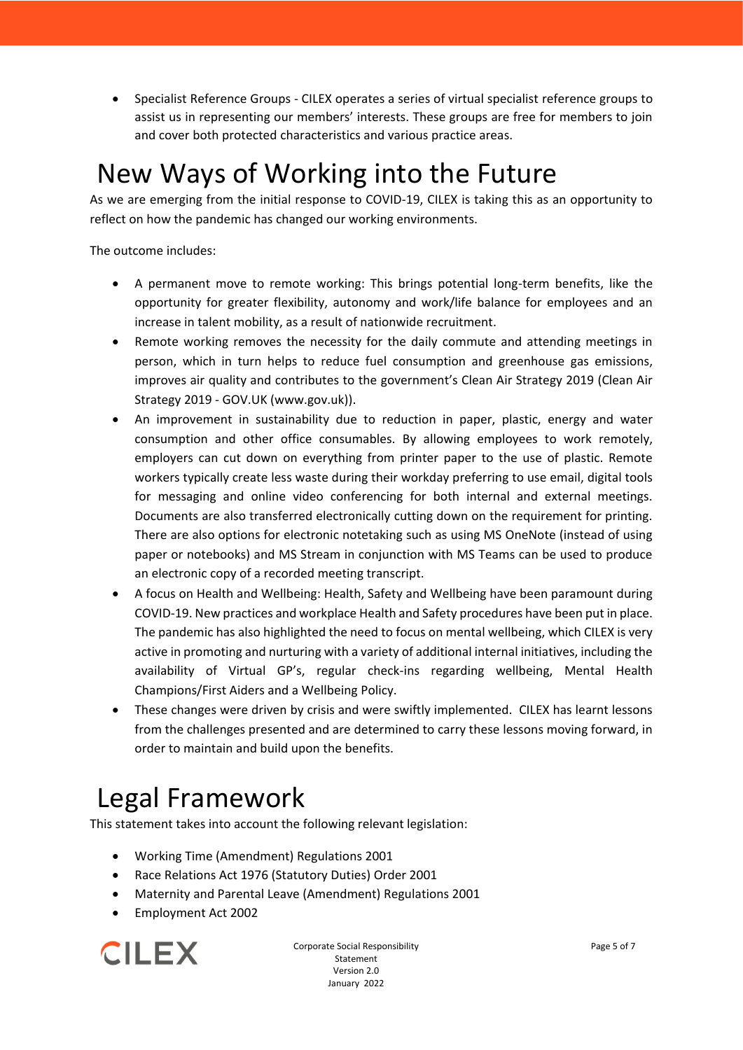- Specialist Reference Groups - CILEX operates a series of virtual specialist reference groups to assist us in representing our members' interests. These groups are free for members to join and cover both protected characteristics and various practice areas.

# New Ways of Working into the Future

As we are emerging from the initial response to COVID-19, CILEX is taking this as an opportunity to reflect on how the pandemic has changed our working environments.

The outcome includes:

- A permanent move to remote working: This brings potential long-term benefits, like the opportunity for greater flexibility, autonomy and work/life balance for employees and an increase in talent mobility, as a result of nationwide recruitment.
- Remote working removes the necessity for the daily commute and attending meetings in person, which in turn helps to reduce fuel consumption and greenhouse gas emissions, improves air quality and contributes to the government's Clean Air Strategy 2019 (Clean Air Strategy 2019 - GOV.UK (www.gov.uk)).
- An improvement in sustainability due to reduction in paper, plastic, energy and water consumption and other office consumables. By allowing employees to work remotely, employers can cut down on everything from printer paper to the use of plastic. Remote workers typically create less waste during their workday preferring to use email, digital tools for messaging and online video conferencing for both internal and external meetings. Documents are also transferred electronically cutting down on the requirement for printing. There are also options for electronic notetaking such as using MS OneNote (instead of using paper or notebooks) and MS Stream in conjunction with MS Teams can be used to produce an electronic copy of a recorded meeting transcript.
- A focus on Health and Wellbeing: Health, Safety and Wellbeing have been paramount during COVID-19. New practices and workplace Health and Safety procedures have been put in place. The pandemic has also highlighted the need to focus on mental wellbeing, which CILEX is very active in promoting and nurturing with a variety of additional internal initiatives, including the availability of Virtual GP's, regular check-ins regarding wellbeing, Mental Health Champions/First Aiders and a Wellbeing Policy.
- These changes were driven by crisis and were swiftly implemented. CILEX has learnt lessons from the challenges presented and are determined to carry these lessons moving forward, in order to maintain and build upon the benefits.

# Legal Framework

This statement takes into account the following relevant legislation:

- Working Time (Amendment) Regulations 2001
- Race Relations Act 1976 (Statutory Duties) Order 2001
- Maternity and Parental Leave (Amendment) Regulations 2001
- Employment Act 2002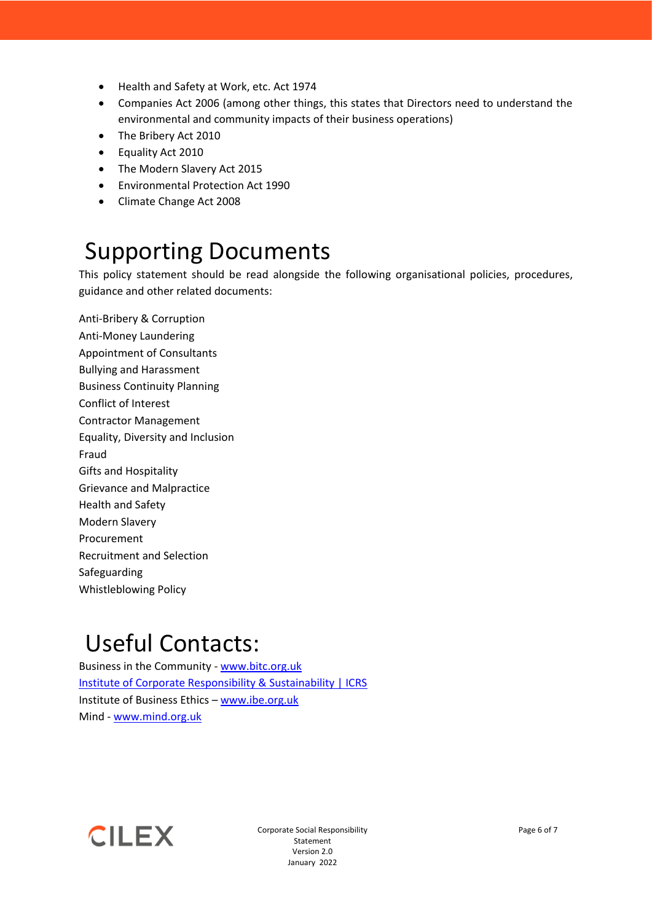- Health and Safety at Work, etc. Act 1974
- Companies Act 2006 (among other things, this states that Directors need to understand the environmental and community impacts of their business operations)
- The Bribery Act 2010
- Equality Act 2010
- The Modern Slavery Act 2015
- Environmental Protection Act 1990
- Climate Change Act 2008

# Supporting Documents

This policy statement should be read alongside the following organisational policies, procedures, guidance and other related documents:

Anti-Bribery & Corruption
Anti-Money Laundering
Appointment of Consultants
Bullying and Harassment
Business Continuity Planning
Conflict of Interest
Contractor Management
Equality, Diversity and Inclusion
Fraud
Gifts and Hospitality
Grievance and Malpractice
Health and Safety
Modern Slavery
Procurement
Recruitment and Selection
Safeguarding
Whistleblowing Policy

# Useful Contacts:

Business in the Community - www.bitc.org.uk
Institute of Corporate Responsibility & Sustainability | ICRS
Institute of Business Ethics – www.ibe.org.uk
Mind - www.mind.org.uk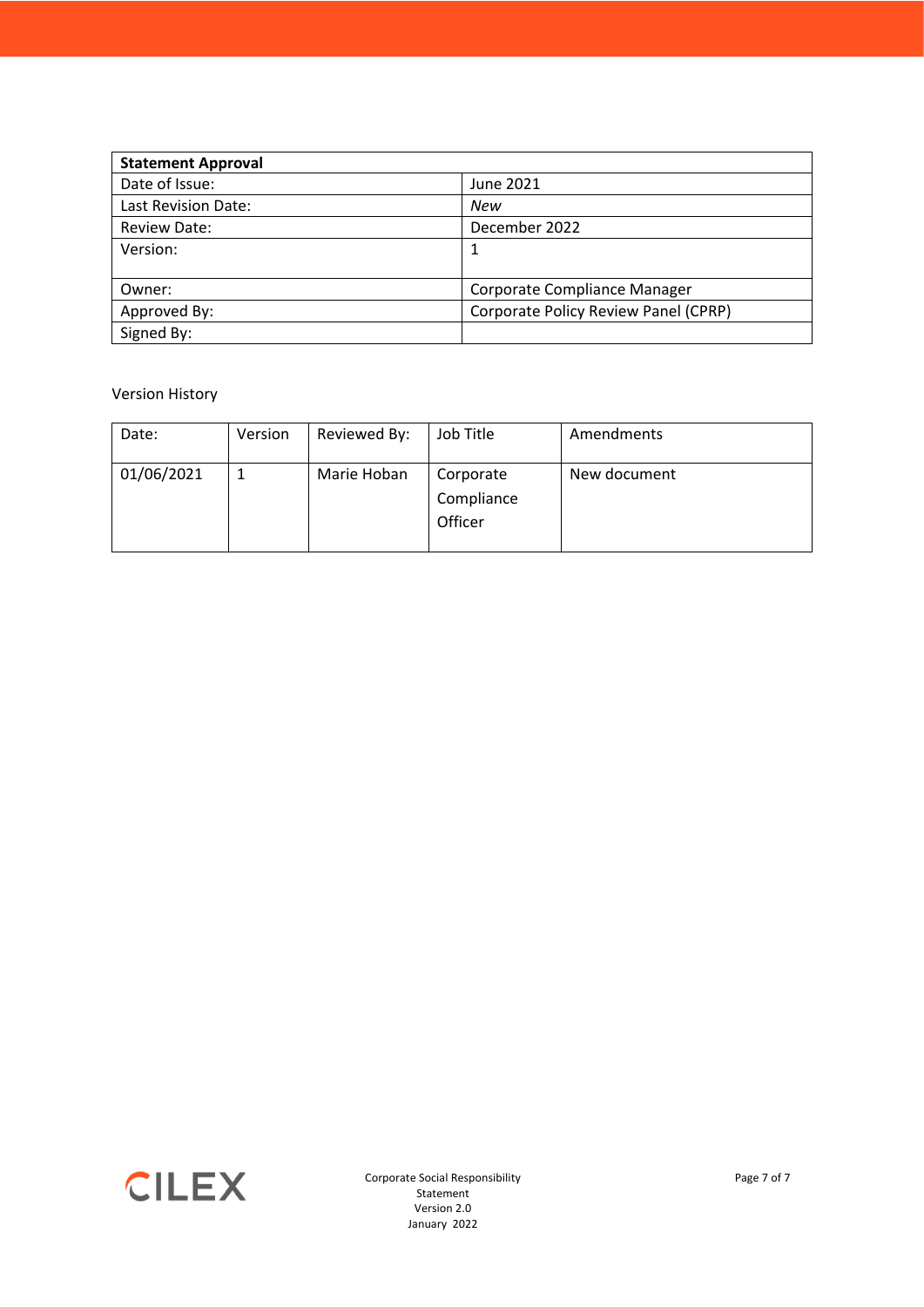| **Statement Approval** | |
| --- | --- |
| Date of Issue: | June 2021 |
| Last Revision Date: | *New* |
| Review Date: | December 2022 |
| Version: | 1 |
| Owner: | Corporate Compliance Manager |
| Approved By: | Corporate Policy Review Panel (CPRP) |
| Signed By: | |

Version History

| Date: | Version | Reviewed By: | Job Title | Amendments |
| --- | --- | --- | --- | --- |
| 01/06/2021 | 1 | Marie Hoban | Corporate Compliance Officer | New document |